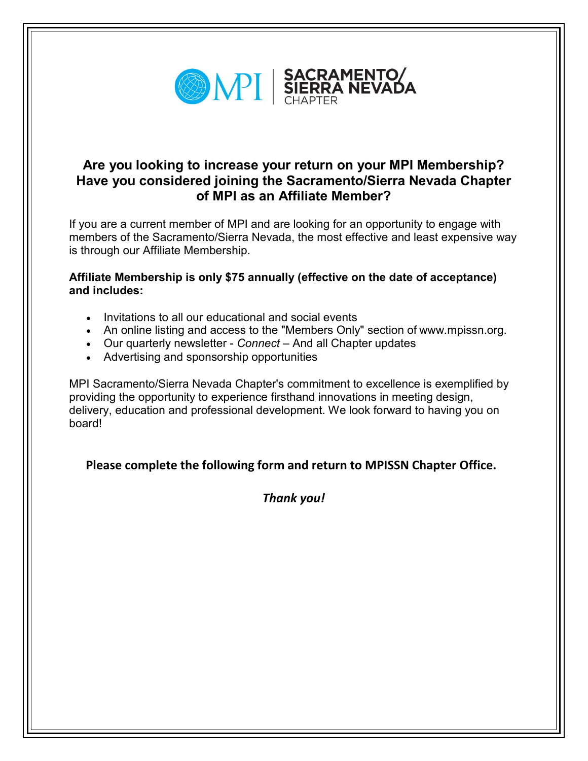MPI | SACRAMENTO/ SIERRA NEVADA CHAPTER

## Are you looking to increase your return on your MPI Membership? Have you considered joining the Sacramento/Sierra Nevada Chapter of MPI as an Affiliate Member?

If you are a current member of MPI and are looking for an opportunity to engage with members of the Sacramento/Sierra Nevada, the most effective and least expensive way is through our Affiliate Membership.

**Affiliate Membership is only $75 annually (effective on the date of acceptance) and includes:**

- Invitations to all our educational and social events
- An online listing and access to the "Members Only" section of www.mpissn.org.
- Our quarterly newsletter - *Connect* – And all Chapter updates
- Advertising and sponsorship opportunities

MPI Sacramento/Sierra Nevada Chapter's commitment to excellence is exemplified by providing the opportunity to experience firsthand innovations in meeting design, delivery, education and professional development. We look forward to having you on board!

**Please complete the following form and return to MPISSN Chapter Office.**

***Thank you!***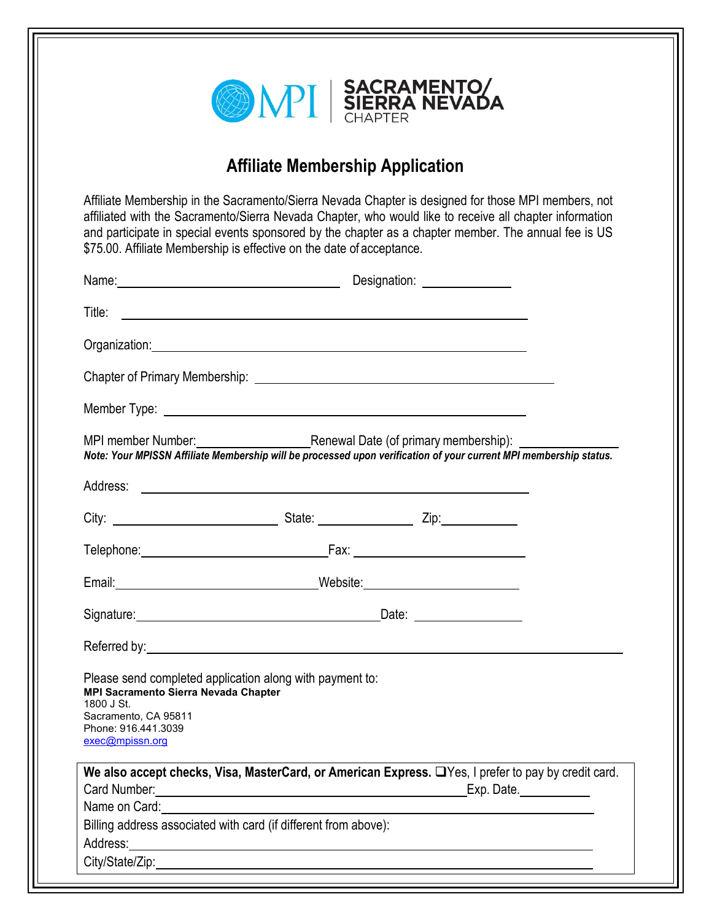MPI | SACRAMENTO/ SIERRA NEVADA CHAPTER

# Affiliate Membership Application

Affiliate Membership in the Sacramento/Sierra Nevada Chapter is designed for those MPI members, not affiliated with the Sacramento/Sierra Nevada Chapter, who would like to receive all chapter information and participate in special events sponsored by the chapter as a chapter member. The annual fee is US $75.00. Affiliate Membership is effective on the date of acceptance.

Name:\_\_\_\_\_\_\_\_\_\_\_\_\_\_\_\_\_\_\_\_\_\_\_\_\_\_ Designation: \_\_\_\_\_\_\_\_\_\_

Title: \_\_\_\_\_\_\_\_\_\_\_\_\_\_\_\_\_\_\_\_\_\_\_\_\_\_\_\_\_\_\_\_\_\_\_\_\_\_\_\_\_\_\_\_

Organization:\_\_\_\_\_\_\_\_\_\_\_\_\_\_\_\_\_\_\_\_\_\_\_\_\_\_\_\_\_\_\_\_\_\_\_\_\_\_\_\_\_\_\_\_

Chapter of Primary Membership: \_\_\_\_\_\_\_\_\_\_\_\_\_\_\_\_\_\_\_\_\_\_\_\_\_\_\_\_\_\_\_\_\_\_

Member Type: \_\_\_\_\_\_\_\_\_\_\_\_\_\_\_\_\_\_\_\_\_\_\_\_\_\_\_\_\_\_\_\_\_\_\_\_\_\_\_\_\_\_

MPI member Number:\_\_\_\_\_\_\_\_\_\_\_\_\_Renewal Date (of primary membership): \_\_\_\_\_\_\_\_\_\_\_

***Note: Your MPISSN Affiliate Membership will be processed upon verification of your current MPI membership status.***

Address: \_\_\_\_\_\_\_\_\_\_\_\_\_\_\_\_\_\_\_\_\_\_\_\_\_\_\_\_\_\_\_\_\_\_\_\_\_\_\_\_\_\_\_\_

City: \_\_\_\_\_\_\_\_\_\_\_\_\_\_\_\_\_\_\_ State: \_\_\_\_\_\_\_\_\_\_\_ Zip:\_\_\_\_\_\_\_\_\_

Telephone:\_\_\_\_\_\_\_\_\_\_\_\_\_\_\_\_\_\_\_\_\_\_Fax: \_\_\_\_\_\_\_\_\_\_\_\_\_\_\_\_\_\_\_\_

Email:\_\_\_\_\_\_\_\_\_\_\_\_\_\_\_\_\_\_\_\_\_\_\_\_Website:\_\_\_\_\_\_\_\_\_\_\_\_\_\_\_\_\_\_\_

Signature:\_\_\_\_\_\_\_\_\_\_\_\_\_\_\_\_\_\_\_\_\_\_\_\_\_\_\_\_\_Date: \_\_\_\_\_\_\_\_\_\_\_\_\_

Referred by:\_\_\_\_\_\_\_\_\_\_\_\_\_\_\_\_\_\_\_\_\_\_\_\_\_\_\_\_\_\_\_\_\_\_\_\_\_\_\_\_\_\_\_\_\_\_\_\_\_\_\_\_\_\_

Please send completed application along with payment to:

**MPI Sacramento Sierra Nevada Chapter**
1800 J St.
Sacramento, CA 95811
Phone: 916.441.3039
exec@mpissn.org

**We also accept checks, Visa, MasterCard, or American Express.** ❑Yes, I prefer to pay by credit card.

Card Number:\_\_\_\_\_\_\_\_\_\_\_\_\_\_\_\_\_\_\_\_\_\_\_\_\_\_\_\_\_\_\_\_\_\_\_\_\_\_\_\_Exp. Date.\_\_\_\_\_\_\_\_\_

Name on Card:\_\_\_\_\_\_\_\_\_\_\_\_\_\_\_\_\_\_\_\_\_\_\_\_\_\_\_\_\_\_\_\_\_\_\_\_\_\_\_\_\_\_\_\_\_\_\_\_\_\_

Billing address associated with card (if different from above):

Address:\_\_\_\_\_\_\_\_\_\_\_\_\_\_\_\_\_\_\_\_\_\_\_\_\_\_\_\_\_\_\_\_\_\_\_\_\_\_\_\_\_\_\_\_\_\_\_\_\_\_\_\_\_\_

City/State/Zip:\_\_\_\_\_\_\_\_\_\_\_\_\_\_\_\_\_\_\_\_\_\_\_\_\_\_\_\_\_\_\_\_\_\_\_\_\_\_\_\_\_\_\_\_\_\_\_\_\_